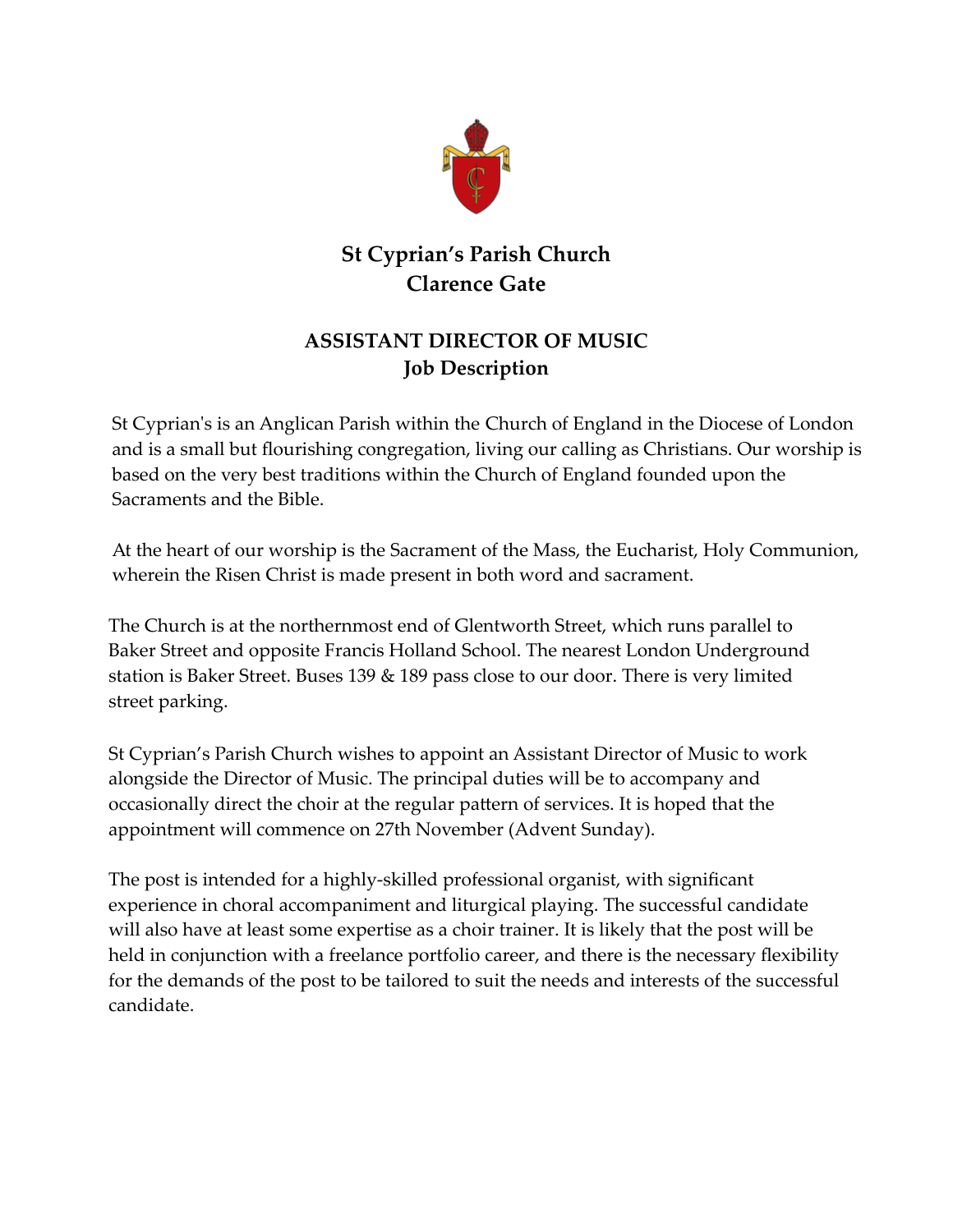# St Cyprian's Parish Church
# Clarence Gate

## ASSISTANT DIRECTOR OF MUSIC
## Job Description

St Cyprian's is an Anglican Parish within the Church of England in the Diocese of London and is a small but flourishing congregation, living our calling as Christians. Our worship is based on the very best traditions within the Church of England founded upon the Sacraments and the Bible.

At the heart of our worship is the Sacrament of the Mass, the Eucharist, Holy Communion, wherein the Risen Christ is made present in both word and sacrament.

The Church is at the northernmost end of Glentworth Street, which runs parallel to Baker Street and opposite Francis Holland School. The nearest London Underground station is Baker Street. Buses 139 & 189 pass close to our door. There is very limited street parking.

St Cyprian's Parish Church wishes to appoint an Assistant Director of Music to work alongside the Director of Music. The principal duties will be to accompany and occasionally direct the choir at the regular pattern of services. It is hoped that the appointment will commence on 27th November (Advent Sunday).

The post is intended for a highly-skilled professional organist, with significant experience in choral accompaniment and liturgical playing. The successful candidate will also have at least some expertise as a choir trainer. It is likely that the post will be held in conjunction with a freelance portfolio career, and there is the necessary flexibility for the demands of the post to be tailored to suit the needs and interests of the successful candidate.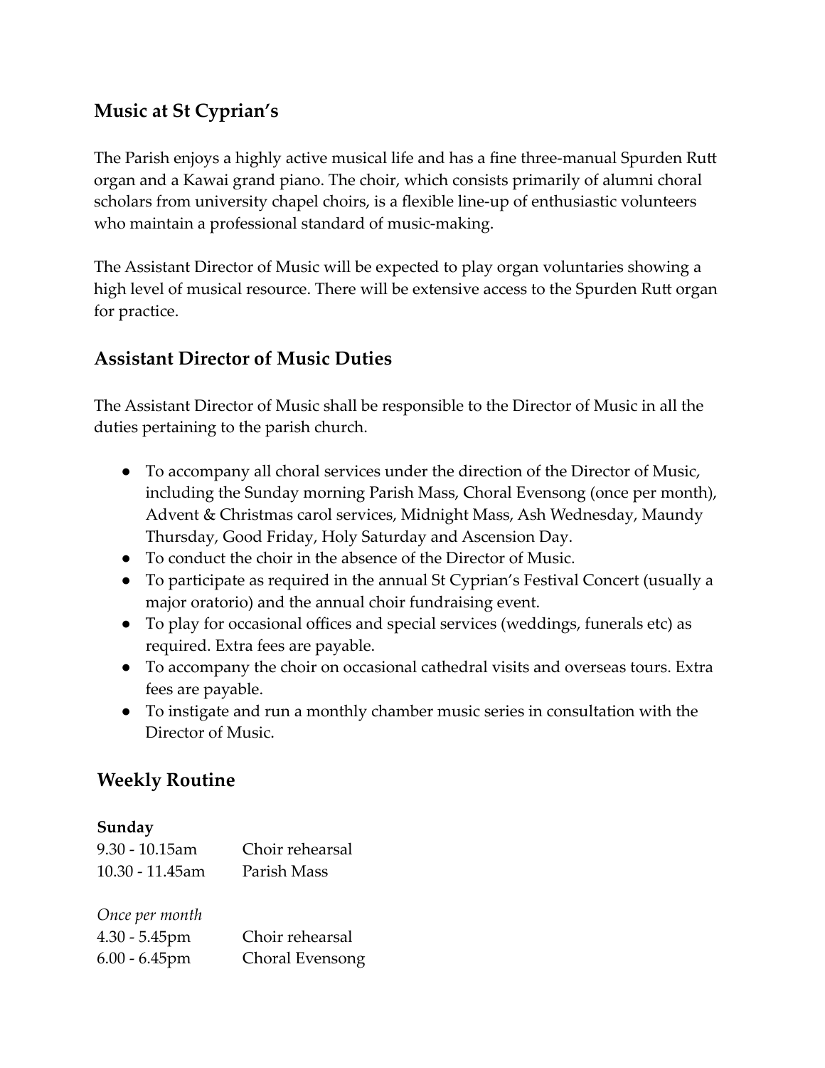## Music at St Cyprian's

The Parish enjoys a highly active musical life and has a fine three-manual Spurden Rutt organ and a Kawai grand piano. The choir, which consists primarily of alumni choral scholars from university chapel choirs, is a flexible line-up of enthusiastic volunteers who maintain a professional standard of music-making.

The Assistant Director of Music will be expected to play organ voluntaries showing a high level of musical resource. There will be extensive access to the Spurden Rutt organ for practice.

## Assistant Director of Music Duties

The Assistant Director of Music shall be responsible to the Director of Music in all the duties pertaining to the parish church.

- To accompany all choral services under the direction of the Director of Music, including the Sunday morning Parish Mass, Choral Evensong (once per month), Advent & Christmas carol services, Midnight Mass, Ash Wednesday, Maundy Thursday, Good Friday, Holy Saturday and Ascension Day.
- To conduct the choir in the absence of the Director of Music.
- To participate as required in the annual St Cyprian's Festival Concert (usually a major oratorio) and the annual choir fundraising event.
- To play for occasional offices and special services (weddings, funerals etc) as required. Extra fees are payable.
- To accompany the choir on occasional cathedral visits and overseas tours. Extra fees are payable.
- To instigate and run a monthly chamber music series in consultation with the Director of Music.

## Weekly Routine

**Sunday**

| | |
|---|---|
| 9.30 - 10.15am | Choir rehearsal |
| 10.30 - 11.45am | Parish Mass |

*Once per month*

| | |
|---|---|
| 4.30 - 5.45pm | Choir rehearsal |
| 6.00 - 6.45pm | Choral Evensong |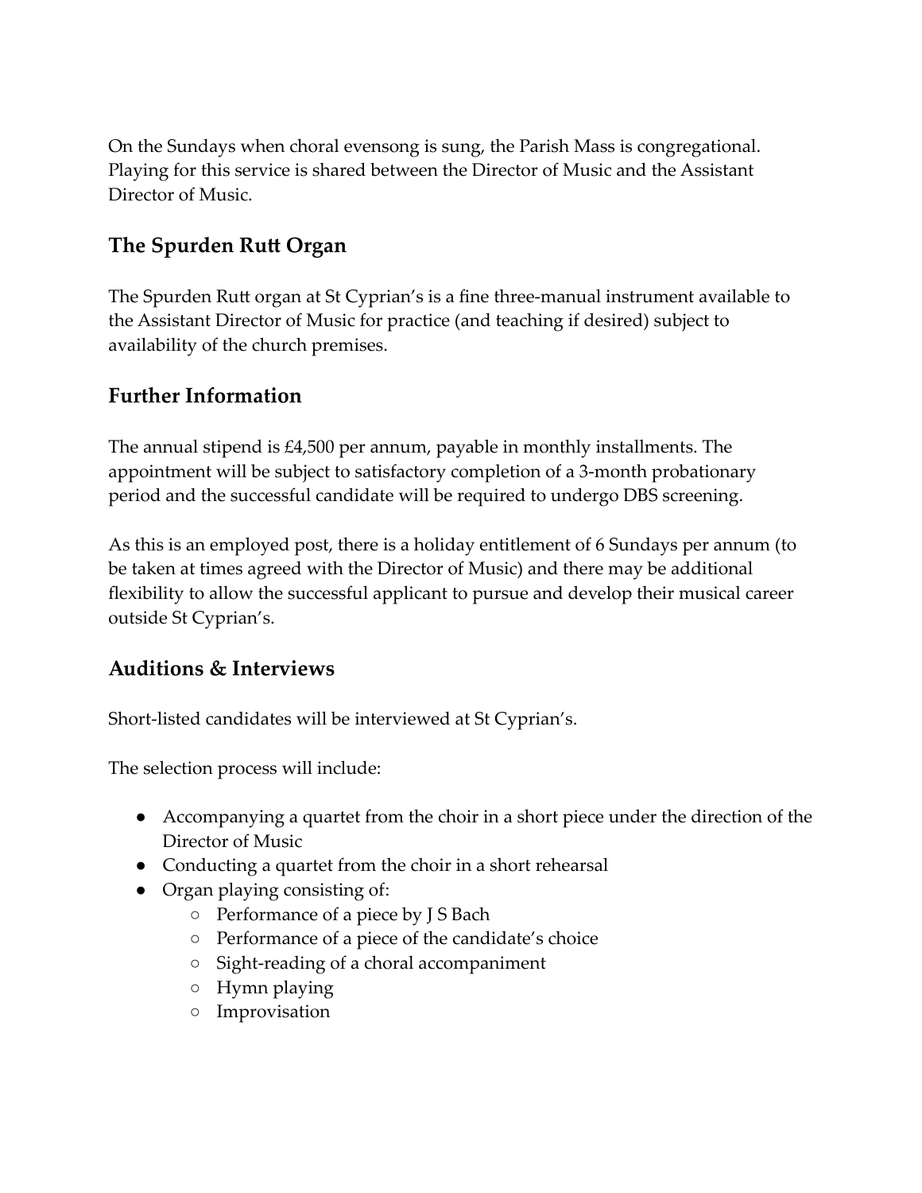On the Sundays when choral evensong is sung, the Parish Mass is congregational. Playing for this service is shared between the Director of Music and the Assistant Director of Music.

## The Spurden Rutt Organ

The Spurden Rutt organ at St Cyprian's is a fine three-manual instrument available to the Assistant Director of Music for practice (and teaching if desired) subject to availability of the church premises.

## Further Information

The annual stipend is £4,500 per annum, payable in monthly installments. The appointment will be subject to satisfactory completion of a 3-month probationary period and the successful candidate will be required to undergo DBS screening.

As this is an employed post, there is a holiday entitlement of 6 Sundays per annum (to be taken at times agreed with the Director of Music) and there may be additional flexibility to allow the successful applicant to pursue and develop their musical career outside St Cyprian's.

## Auditions & Interviews

Short-listed candidates will be interviewed at St Cyprian's.

The selection process will include:

- Accompanying a quartet from the choir in a short piece under the direction of the Director of Music
- Conducting a quartet from the choir in a short rehearsal
- Organ playing consisting of:
    - Performance of a piece by J S Bach
    - Performance of a piece of the candidate's choice
    - Sight-reading of a choral accompaniment
    - Hymn playing
    - Improvisation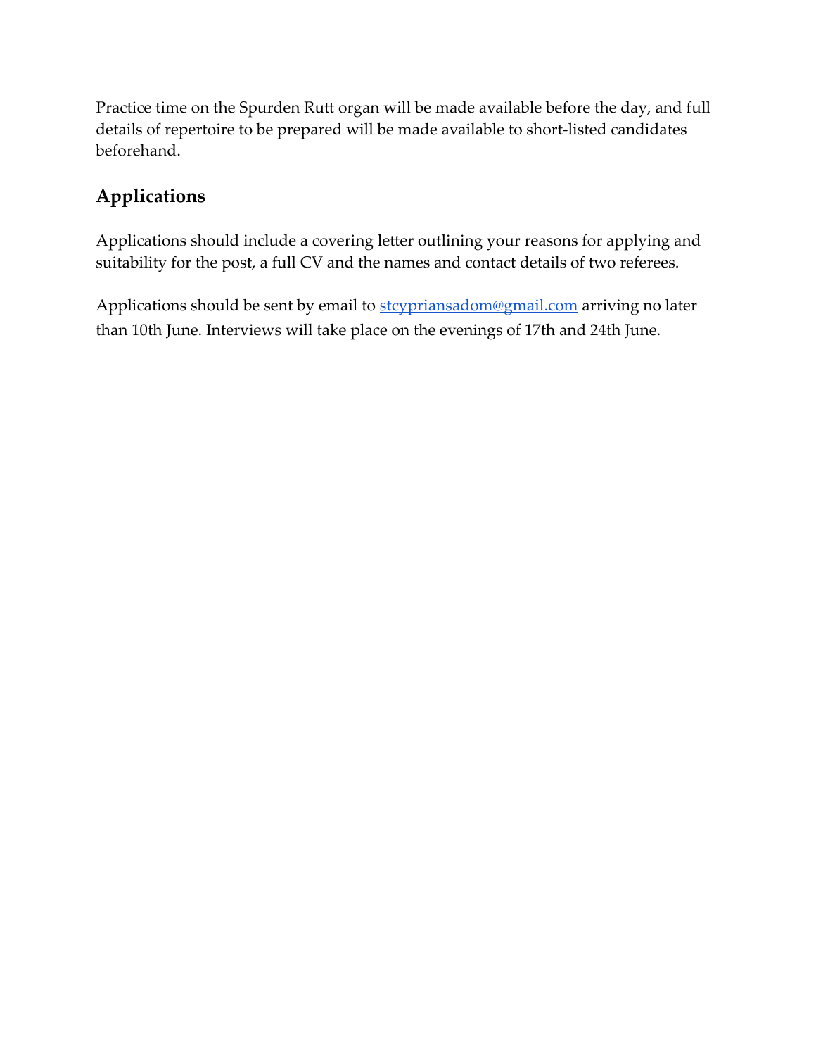Practice time on the Spurden Rutt organ will be made available before the day, and full details of repertoire to be prepared will be made available to short-listed candidates beforehand.

## Applications

Applications should include a covering letter outlining your reasons for applying and suitability for the post, a full CV and the names and contact details of two referees.

Applications should be sent by email to stcypriansadom@gmail.com arriving no later than 10th June. Interviews will take place on the evenings of 17th and 24th June.